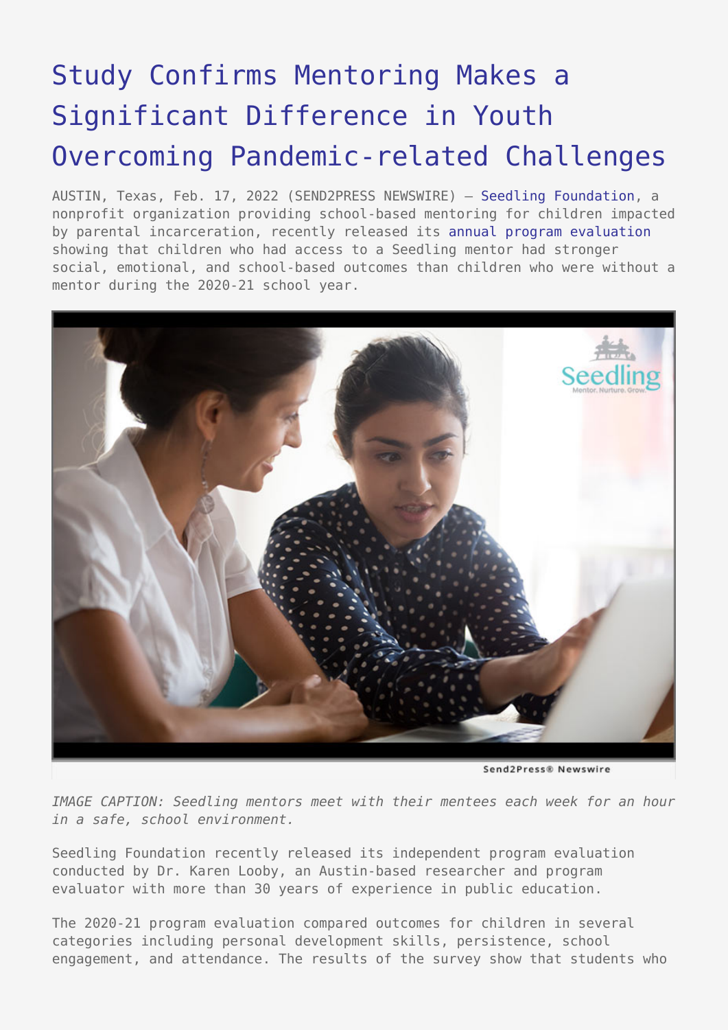# Study Confirms Mentoring Makes a Significant Difference in Youth Overcoming Pandemic-related Challenges

AUSTIN, Texas, Feb. 17, 2022 (SEND2PRESS NEWSWIRE) — Seedling Foundation, a nonprofit organization providing school-based mentoring for children impacted by parental incarceration, recently released its annual program evaluation showing that children who had access to a Seedling mentor had stronger social, emotional, and school-based outcomes than children who were without a mentor during the 2020-21 school year.

*IMAGE CAPTION: Seedling mentors meet with their mentees each week for an hour in a safe, school environment.*

Seedling Foundation recently released its independent program evaluation conducted by Dr. Karen Looby, an Austin-based researcher and program evaluator with more than 30 years of experience in public education.

The 2020-21 program evaluation compared outcomes for children in several categories including personal development skills, persistence, school engagement, and attendance. The results of the survey show that students who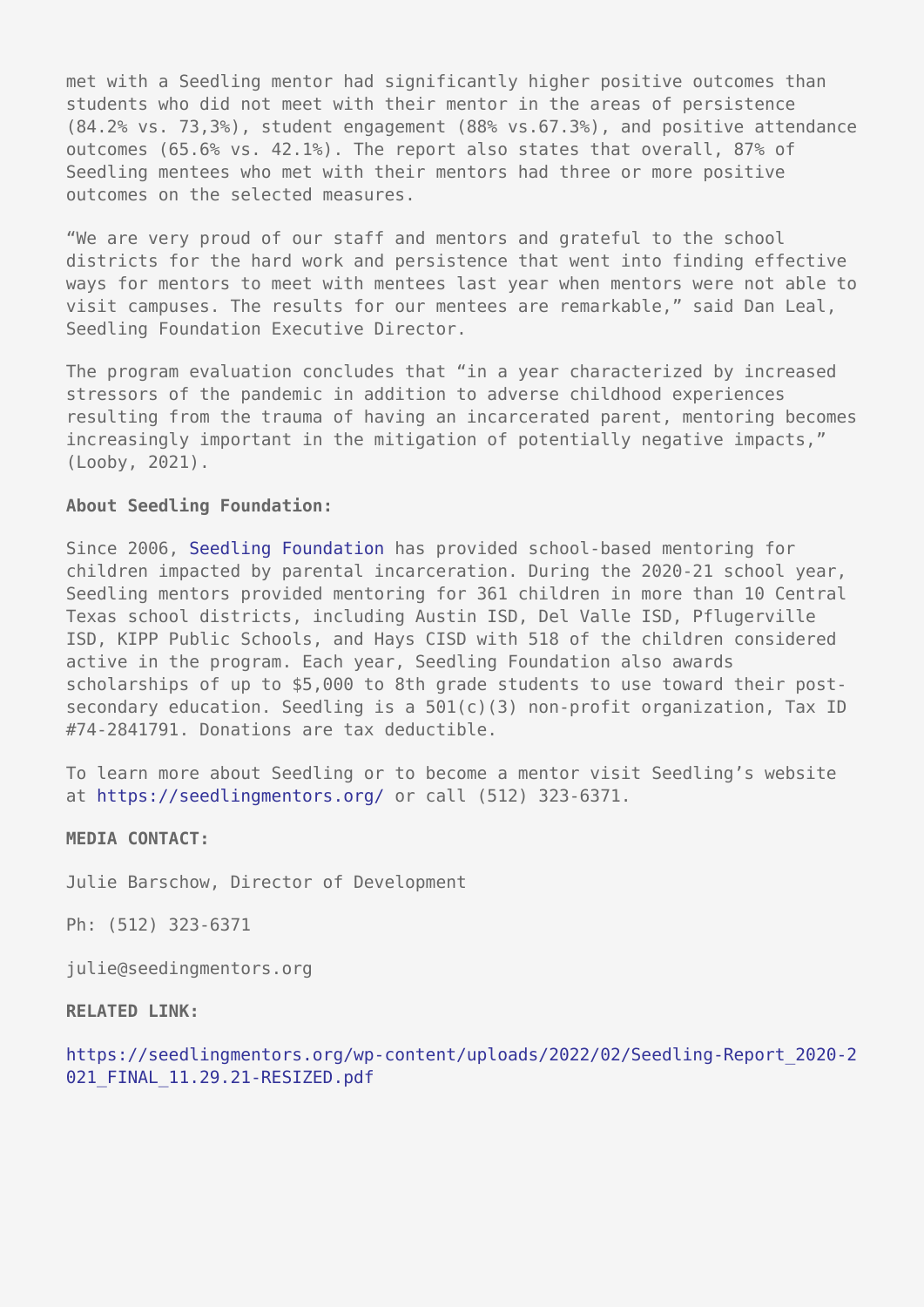met with a Seedling mentor had significantly higher positive outcomes than students who did not meet with their mentor in the areas of persistence (84.2% vs. 73,3%), student engagement (88% vs.67.3%), and positive attendance outcomes (65.6% vs. 42.1%). The report also states that overall, 87% of Seedling mentees who met with their mentors had three or more positive outcomes on the selected measures.

“We are very proud of our staff and mentors and grateful to the school districts for the hard work and persistence that went into finding effective ways for mentors to meet with mentees last year when mentors were not able to visit campuses. The results for our mentees are remarkable,” said Dan Leal, Seedling Foundation Executive Director.

The program evaluation concludes that “in a year characterized by increased stressors of the pandemic in addition to adverse childhood experiences resulting from the trauma of having an incarcerated parent, mentoring becomes increasingly important in the mitigation of potentially negative impacts,” (Looby, 2021).

**About Seedling Foundation:**

Since 2006, Seedling Foundation has provided school-based mentoring for children impacted by parental incarceration. During the 2020-21 school year, Seedling mentors provided mentoring for 361 children in more than 10 Central Texas school districts, including Austin ISD, Del Valle ISD, Pflugerville ISD, KIPP Public Schools, and Hays CISD with 518 of the children considered active in the program. Each year, Seedling Foundation also awards scholarships of up to $5,000 to 8th grade students to use toward their post-secondary education. Seedling is a 501(c)(3) non-profit organization, Tax ID #74-2841791. Donations are tax deductible.

To learn more about Seedling or to become a mentor visit Seedling’s website at https://seedlingmentors.org/ or call (512) 323-6371.

**MEDIA CONTACT:**

Julie Barschow, Director of Development

Ph: (512) 323-6371

julie@seedingmentors.org

**RELATED LINK:**

https://seedlingmentors.org/wp-content/uploads/2022/02/Seedling-Report_2020-2021_FINAL_11.29.21-RESIZED.pdf